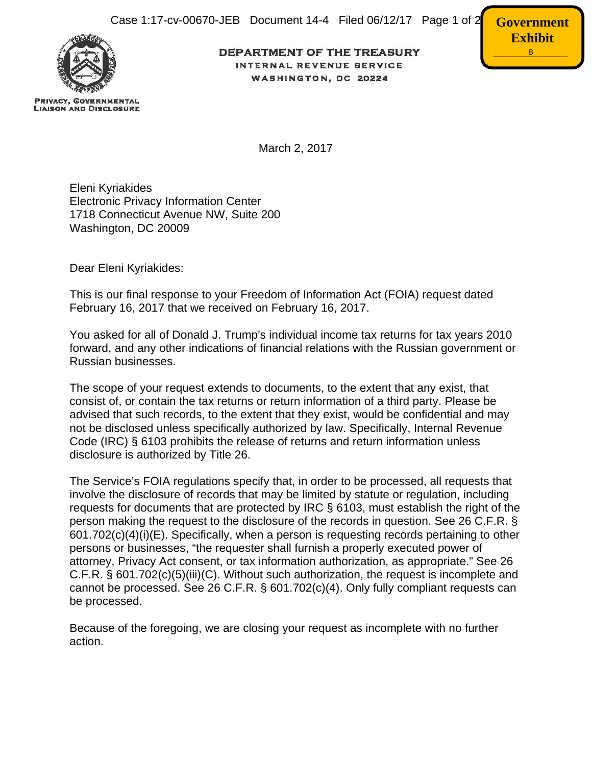**DEPARTMENT OF THE TREASURY**
**INTERNAL REVENUE SERVICE**
**WASHINGTON, DC 20224**

PRIVACY, GOVERNMENTAL LIAISON AND DISCLOSURE

Government Exhibit B

March 2, 2017

Eleni Kyriakides
Electronic Privacy Information Center
1718 Connecticut Avenue NW, Suite 200
Washington, DC 20009

Dear Eleni Kyriakides:

This is our final response to your Freedom of Information Act (FOIA) request dated February 16, 2017 that we received on February 16, 2017.

You asked for all of Donald J. Trump's individual income tax returns for tax years 2010 forward, and any other indications of financial relations with the Russian government or Russian businesses.

The scope of your request extends to documents, to the extent that any exist, that consist of, or contain the tax returns or return information of a third party. Please be advised that such records, to the extent that they exist, would be confidential and may not be disclosed unless specifically authorized by law. Specifically, Internal Revenue Code (IRC) § 6103 prohibits the release of returns and return information unless disclosure is authorized by Title 26.

The Service's FOIA regulations specify that, in order to be processed, all requests that involve the disclosure of records that may be limited by statute or regulation, including requests for documents that are protected by IRC § 6103, must establish the right of the person making the request to the disclosure of the records in question. See 26 C.F.R. § 601.702(c)(4)(i)(E). Specifically, when a person is requesting records pertaining to other persons or businesses, "the requester shall furnish a properly executed power of attorney, Privacy Act consent, or tax information authorization, as appropriate." See 26 C.F.R. § 601.702(c)(5)(iii)(C). Without such authorization, the request is incomplete and cannot be processed. See 26 C.F.R. § 601.702(c)(4). Only fully compliant requests can be processed.

Because of the foregoing, we are closing your request as incomplete with no further action.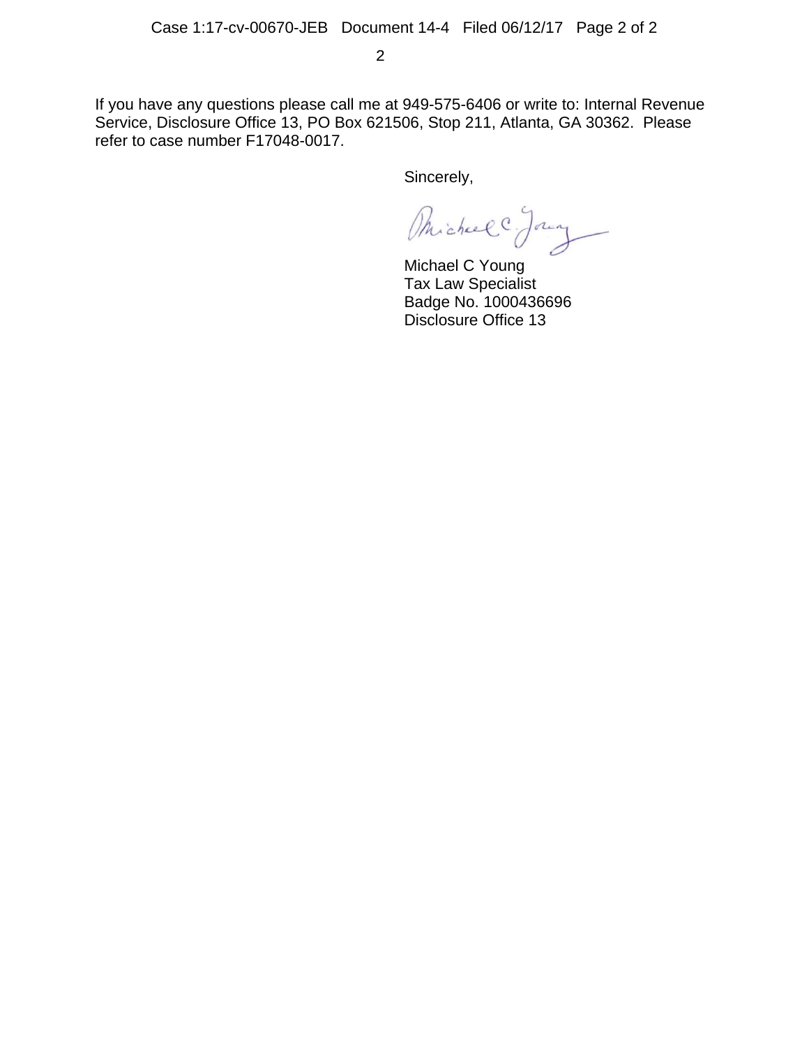If you have any questions please call me at 949-575-6406 or write to: Internal Revenue Service, Disclosure Office 13, PO Box 621506, Stop 211, Atlanta, GA 30362. Please refer to case number F17048-0017.

Sincerely,

Michael C Young
Tax Law Specialist
Badge No. 1000436696
Disclosure Office 13